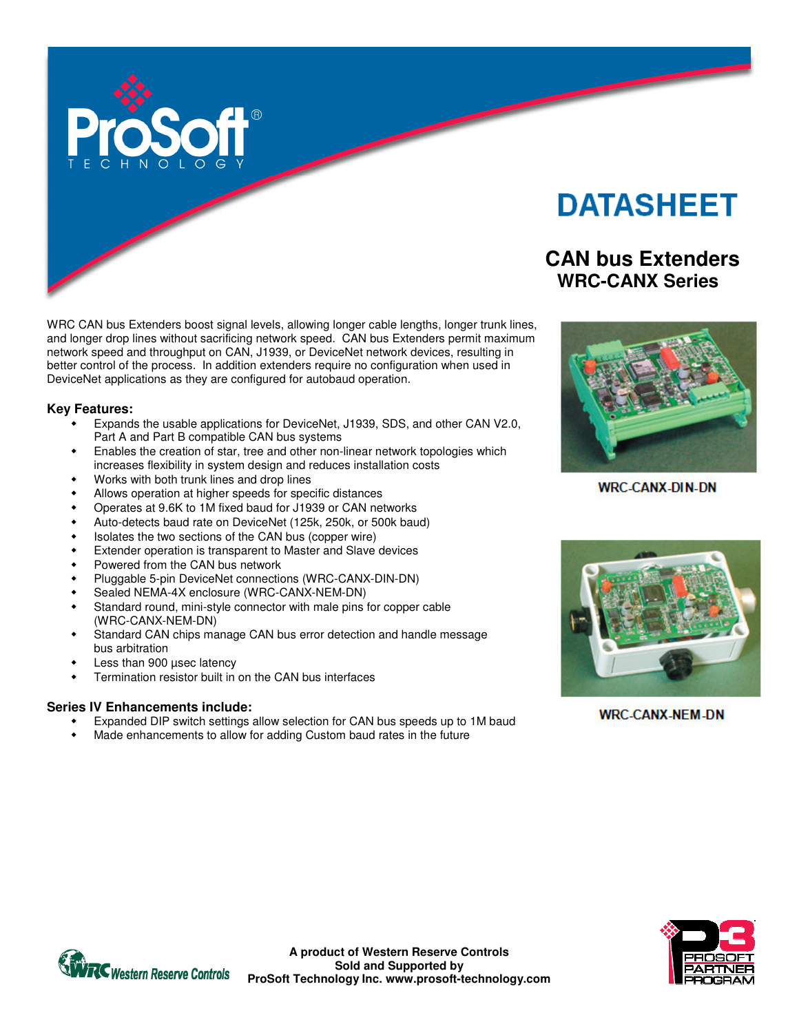# DATASHEET

## CAN bus Extenders
### WRC-CANX Series

WRC CAN bus Extenders boost signal levels, allowing longer cable lengths, longer trunk lines, and longer drop lines without sacrificing network speed. CAN bus Extenders permit maximum network speed and throughput on CAN, J1939, or DeviceNet network devices, resulting in better control of the process. In addition extenders require no configuration when used in DeviceNet applications as they are configured for autobaud operation.

WRC-CANX-DIN-DN

WRC-CANX-NEM-DN

### Key Features:

- Expands the usable applications for DeviceNet, J1939, SDS, and other CAN V2.0, Part A and Part B compatible CAN bus systems
- Enables the creation of star, tree and other non-linear network topologies which increases flexibility in system design and reduces installation costs
- Works with both trunk lines and drop lines
- Allows operation at higher speeds for specific distances
- Operates at 9.6K to 1M fixed baud for J1939 or CAN networks
- Auto-detects baud rate on DeviceNet (125k, 250k, or 500k baud)
- Isolates the two sections of the CAN bus (copper wire)
- Extender operation is transparent to Master and Slave devices
- Powered from the CAN bus network
- Pluggable 5-pin DeviceNet connections (WRC-CANX-DIN-DN)
- Sealed NEMA-4X enclosure (WRC-CANX-NEM-DN)
- Standard round, mini-style connector with male pins for copper cable (WRC-CANX-NEM-DN)
- Standard CAN chips manage CAN bus error detection and handle message bus arbitration
- Less than 900 µsec latency
- Termination resistor built in on the CAN bus interfaces

### Series IV Enhancements include:

- Expanded DIP switch settings allow selection for CAN bus speeds up to 1M baud
- Made enhancements to allow for adding Custom baud rates in the future

**A product of Western Reserve Controls**
**Sold and Supported by**
**ProSoft Technology Inc. www.prosoft-technology.com**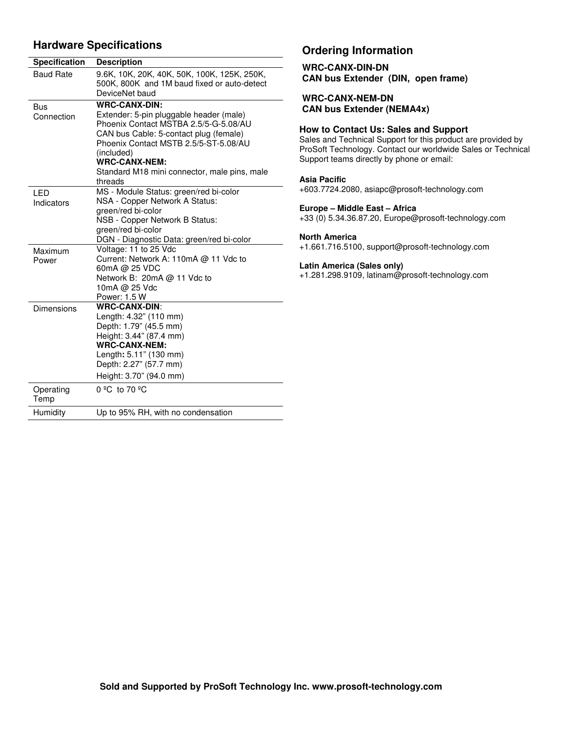## Hardware Specifications

| Specification | Description |
|---|---|
| Baud Rate | 9.6K, 10K, 20K, 40K, 50K, 100K, 125K, 250K, 500K, 800K and 1M baud fixed or auto-detect DeviceNet baud |
| Bus Connection | **WRC-CANX-DIN:**<br>Extender: 5-pin pluggable header (male) Phoenix Contact MSTBA 2.5/5-G-5.08/AU<br>CAN bus Cable: 5-contact plug (female) Phoenix Contact MSTB 2.5/5-ST-5.08/AU (included)<br>**WRC-CANX-NEM:**<br>Standard M18 mini connector, male pins, male threads |
| LED Indicators | MS - Module Status: green/red bi-color<br>NSA - Copper Network A Status: green/red bi-color<br>NSB - Copper Network B Status: green/red bi-color<br>DGN - Diagnostic Data: green/red bi-color |
| Maximum Power | Voltage: 11 to 25 Vdc<br>Current: Network A: 110mA @ 11 Vdc to 60mA @ 25 VDC<br>Network B: 20mA @ 11 Vdc to 10mA @ 25 Vdc<br>Power: 1.5 W |
| Dimensions | **WRC-CANX-DIN**:<br>Length: 4.32" (110 mm)<br>Depth: 1.79" (45.5 mm)<br>Height: 3.44" (87.4 mm)<br>**WRC-CANX-NEM:**<br>Length**:** 5.11" (130 mm)<br>Depth: 2.27" (57.7 mm)<br>Height: 3.70" (94.0 mm) |
| Operating Temp | 0 ºC to 70 ºC |
| Humidity | Up to 95% RH, with no condensation |

## Ordering Information

**WRC-CANX-DIN-DN**
**CAN bus Extender (DIN, open frame)**

**WRC-CANX-NEM-DN**
**CAN bus Extender (NEMA4x)**

### How to Contact Us: Sales and Support

Sales and Technical Support for this product are provided by ProSoft Technology. Contact our worldwide Sales or Technical Support teams directly by phone or email:

**Asia Pacific**
+603.7724.2080, asiapc@prosoft-technology.com

**Europe – Middle East – Africa**
+33 (0) 5.34.36.87.20, Europe@prosoft-technology.com

**North America**
+1.661.716.5100, support@prosoft-technology.com

**Latin America (Sales only)**
+1.281.298.9109, latinam@prosoft-technology.com

**Sold and Supported by ProSoft Technology Inc. www.prosoft-technology.com**